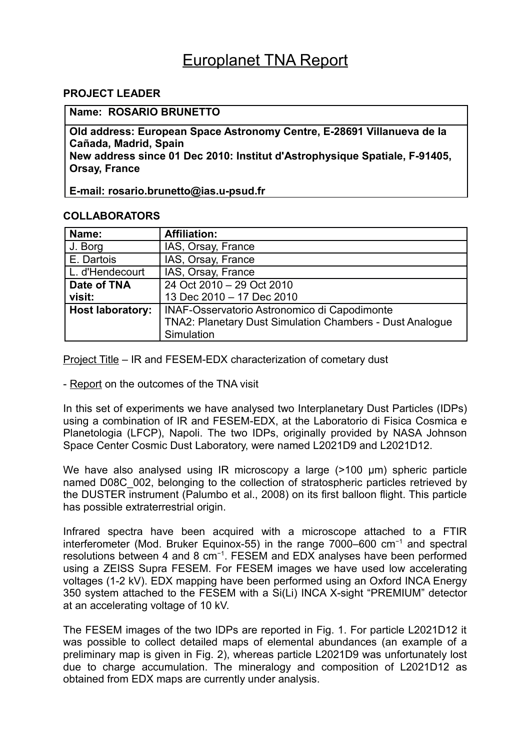# Europlanet TNA Report

**PROJECT LEADER**

| **Name: ROSARIO BRUNETTO** |
|---|
| **Old address: European Space Astronomy Centre, E-28691 Villanueva de la Cañada, Madrid, Spain**<br>**New address since 01 Dec 2010: Institut d'Astrophysique Spatiale, F-91405, Orsay, France**<br><br>**E-mail: rosario.brunetto@ias.u-psud.fr** |

**COLLABORATORS**

| **Name:** | **Affiliation:** |
|---|---|
| J. Borg | IAS, Orsay, France |
| E. Dartois | IAS, Orsay, France |
| L. d'Hendecourt | IAS, Orsay, France |
| **Date of TNA visit:** | 24 Oct 2010 – 29 Oct 2010<br>13 Dec 2010 – 17 Dec 2010 |
| **Host laboratory:** | INAF-Osservatorio Astronomico di Capodimonte<br>TNA2: Planetary Dust Simulation Chambers - Dust Analogue Simulation |

Project Title – IR and FESEM-EDX characterization of cometary dust

- Report on the outcomes of the TNA visit

In this set of experiments we have analysed two Interplanetary Dust Particles (IDPs) using a combination of IR and FESEM-EDX, at the Laboratorio di Fisica Cosmica e Planetologia (LFCP), Napoli. The two IDPs, originally provided by NASA Johnson Space Center Cosmic Dust Laboratory, were named L2021D9 and L2021D12.

We have also analysed using IR microscopy a large (>100 µm) spheric particle named D08C_002, belonging to the collection of stratospheric particles retrieved by the DUSTER instrument (Palumbo et al., 2008) on its first balloon flight. This particle has possible extraterrestrial origin.

Infrared spectra have been acquired with a microscope attached to a FTIR interferometer (Mod. Bruker Equinox-55) in the range 7000–600 $cm^{-1}$ and spectral resolutions between 4 and 8 $cm^{-1}$. FESEM and EDX analyses have been performed using a ZEISS Supra FESEM. For FESEM images we have used low accelerating voltages (1-2 kV). EDX mapping have been performed using an Oxford INCA Energy 350 system attached to the FESEM with a Si(Li) INCA X-sight "PREMIUM" detector at an accelerating voltage of 10 kV.

The FESEM images of the two IDPs are reported in Fig. 1. For particle L2021D12 it was possible to collect detailed maps of elemental abundances (an example of a preliminary map is given in Fig. 2), whereas particle L2021D9 was unfortunately lost due to charge accumulation. The mineralogy and composition of L2021D12 as obtained from EDX maps are currently under analysis.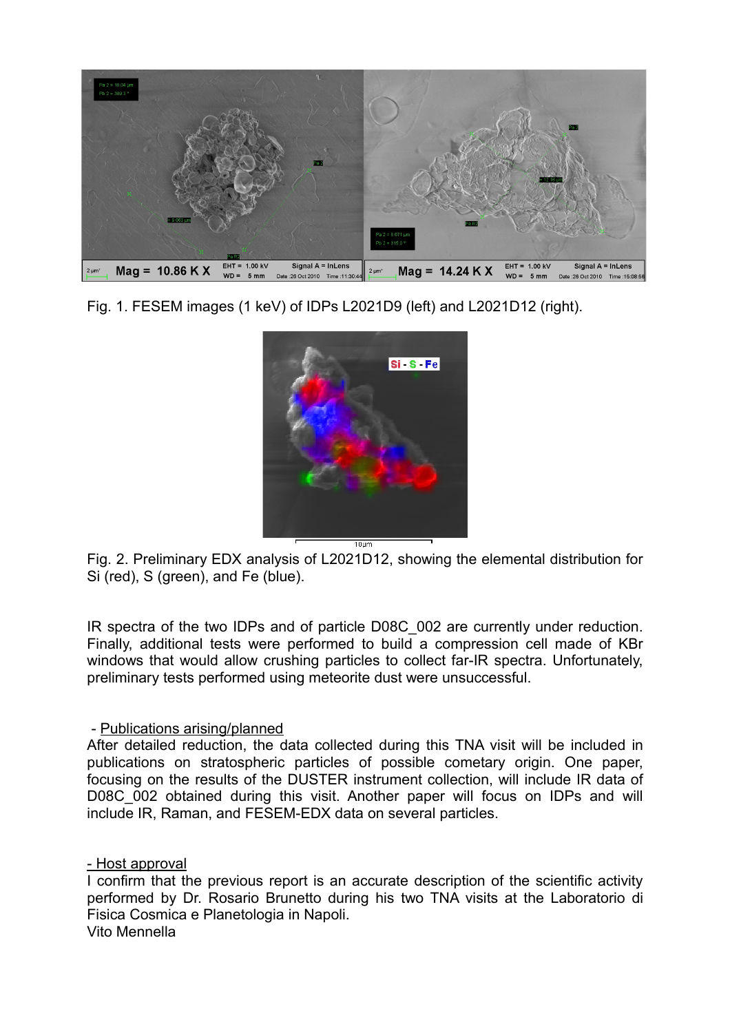Fig. 1. FESEM images (1 keV) of IDPs L2021D9 (left) and L2021D12 (right).

Fig. 2. Preliminary EDX analysis of L2021D12, showing the elemental distribution for Si (red), S (green), and Fe (blue).

IR spectra of the two IDPs and of particle D08C_002 are currently under reduction. Finally, additional tests were performed to build a compression cell made of KBr windows that would allow crushing particles to collect far-IR spectra. Unfortunately, preliminary tests performed using meteorite dust were unsuccessful.

- Publications arising/planned

After detailed reduction, the data collected during this TNA visit will be included in publications on stratospheric particles of possible cometary origin. One paper, focusing on the results of the DUSTER instrument collection, will include IR data of D08C_002 obtained during this visit. Another paper will focus on IDPs and will include IR, Raman, and FESEM-EDX data on several particles.

- Host approval

I confirm that the previous report is an accurate description of the scientific activity performed by Dr. Rosario Brunetto during his two TNA visits at the Laboratorio di Fisica Cosmica e Planetologia in Napoli.
Vito Mennella